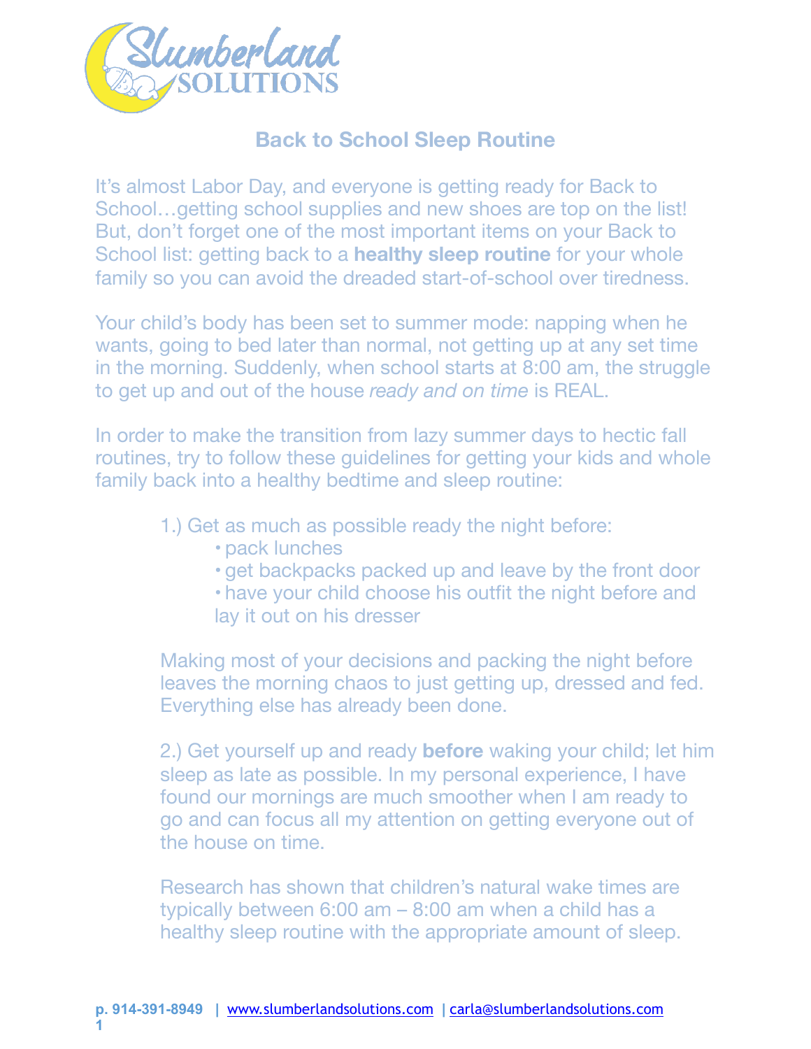# Back to School Sleep Routine

It's almost Labor Day, and everyone is getting ready for Back to School…getting school supplies and new shoes are top on the list! But, don't forget one of the most important items on your Back to School list: getting back to a **healthy sleep routine** for your whole family so you can avoid the dreaded start-of-school over tiredness.

Your child's body has been set to summer mode: napping when he wants, going to bed later than normal, not getting up at any set time in the morning. Suddenly, when school starts at 8:00 am, the struggle to get up and out of the house *ready and on time* is REAL.

In order to make the transition from lazy summer days to hectic fall routines, try to follow these guidelines for getting your kids and whole family back into a healthy bedtime and sleep routine:

1.) Get as much as possible ready the night before:

- pack lunches
- get backpacks packed up and leave by the front door
- have your child choose his outfit the night before and lay it out on his dresser

Making most of your decisions and packing the night before leaves the morning chaos to just getting up, dressed and fed. Everything else has already been done.

2.) Get yourself up and ready **before** waking your child; let him sleep as late as possible. In my personal experience, I have found our mornings are much smoother when I am ready to go and can focus all my attention on getting everyone out of the house on time.

Research has shown that children's natural wake times are typically between 6:00 am – 8:00 am when a child has a healthy sleep routine with the appropriate amount of sleep.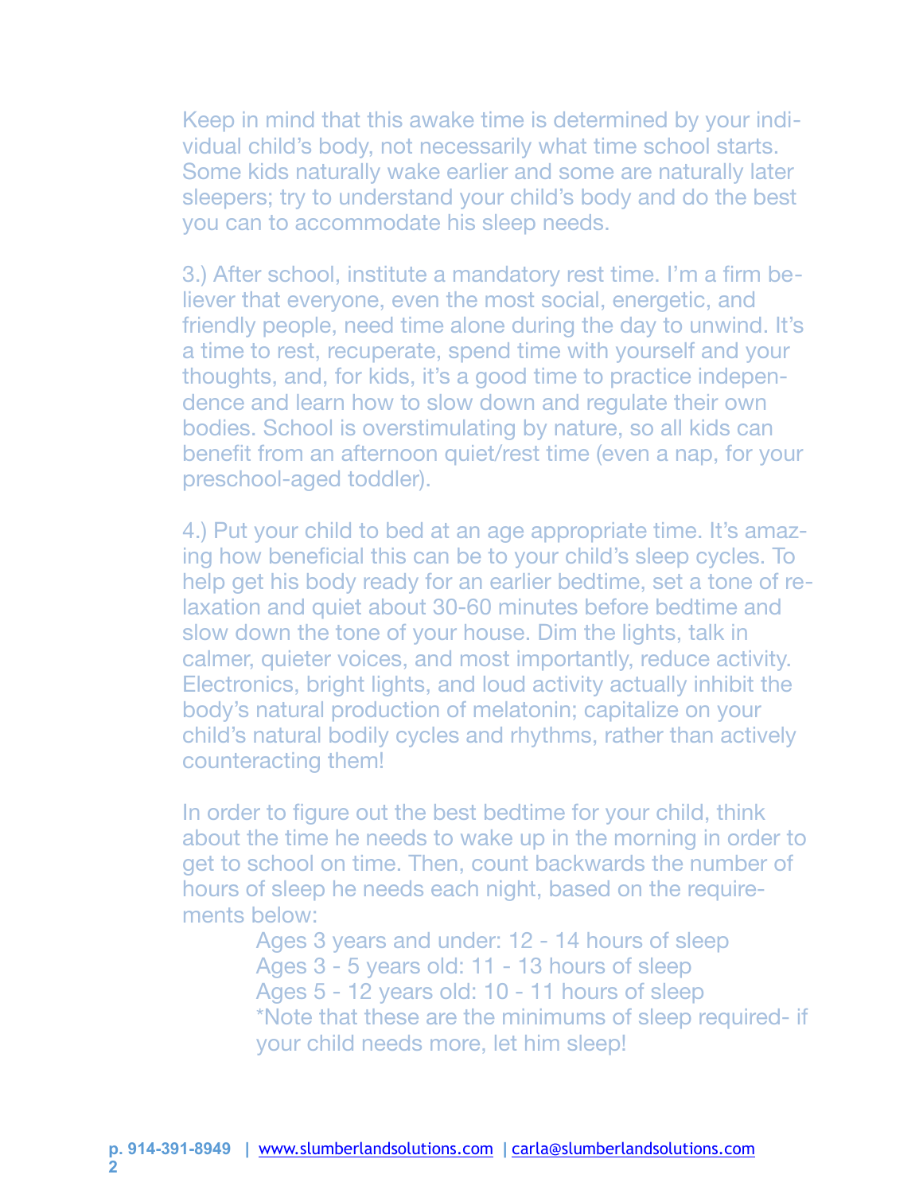Keep in mind that this awake time is determined by your individual child's body, not necessarily what time school starts. Some kids naturally wake earlier and some are naturally later sleepers; try to understand your child's body and do the best you can to accommodate his sleep needs.

3.) After school, institute a mandatory rest time. I'm a firm believer that everyone, even the most social, energetic, and friendly people, need time alone during the day to unwind. It's a time to rest, recuperate, spend time with yourself and your thoughts, and, for kids, it's a good time to practice independence and learn how to slow down and regulate their own bodies. School is overstimulating by nature, so all kids can benefit from an afternoon quiet/rest time (even a nap, for your preschool-aged toddler).

4.) Put your child to bed at an age appropriate time. It's amazing how beneficial this can be to your child's sleep cycles. To help get his body ready for an earlier bedtime, set a tone of relaxation and quiet about 30-60 minutes before bedtime and slow down the tone of your house. Dim the lights, talk in calmer, quieter voices, and most importantly, reduce activity. Electronics, bright lights, and loud activity actually inhibit the body's natural production of melatonin; capitalize on your child's natural bodily cycles and rhythms, rather than actively counteracting them!

In order to figure out the best bedtime for your child, think about the time he needs to wake up in the morning in order to get to school on time. Then, count backwards the number of hours of sleep he needs each night, based on the requirements below:

> Ages 3 years and under: 12 - 14 hours of sleep
> Ages 3 - 5 years old: 11 - 13 hours of sleep
> Ages 5 - 12 years old: 10 - 11 hours of sleep
> *Note that these are the minimums of sleep required- if your child needs more, let him sleep!

**p. 914-391-8949** | [www.slumberlandsolutions.com](http://www.slumberlandsolutions.com) | [carla@slumberlandsolutions.com](mailto:carla@slumberlandsolutions.com)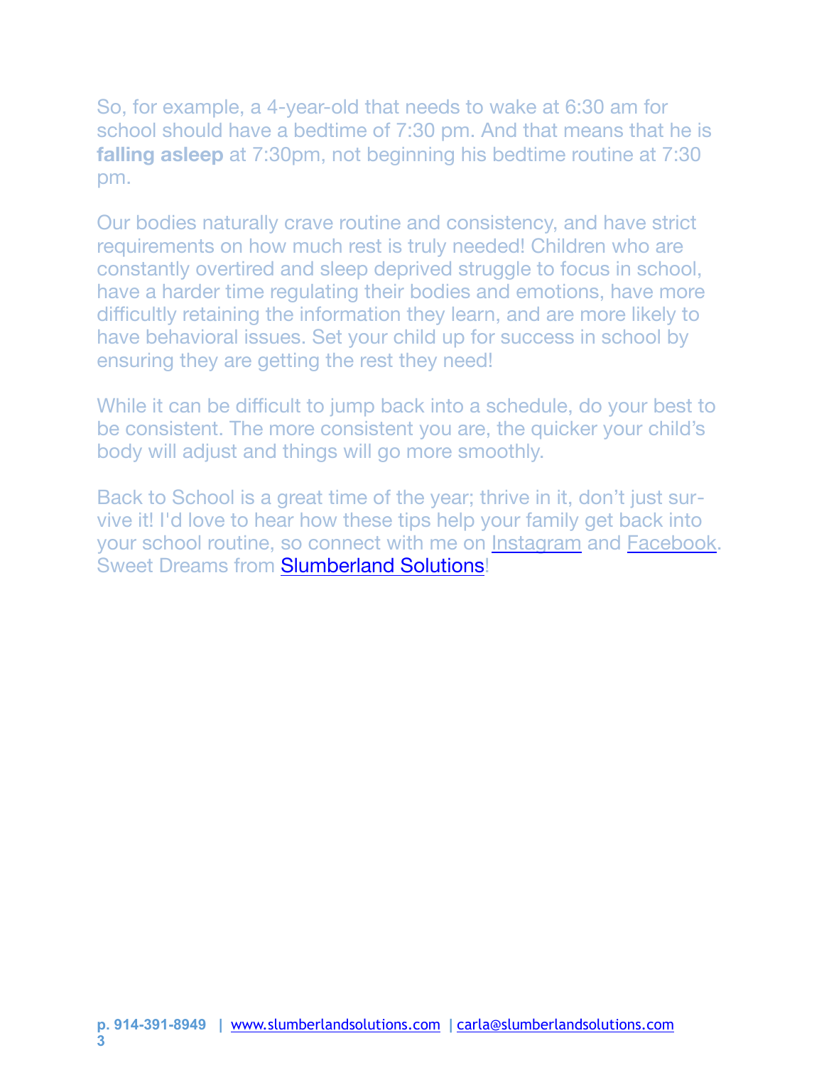So, for example, a 4-year-old that needs to wake at 6:30 am for school should have a bedtime of 7:30 pm. And that means that he is **falling asleep** at 7:30pm, not beginning his bedtime routine at 7:30 pm.

Our bodies naturally crave routine and consistency, and have strict requirements on how much rest is truly needed! Children who are constantly overtired and sleep deprived struggle to focus in school, have a harder time regulating their bodies and emotions, have more difficultly retaining the information they learn, and are more likely to have behavioral issues. Set your child up for success in school by ensuring they are getting the rest they need!

While it can be difficult to jump back into a schedule, do your best to be consistent. The more consistent you are, the quicker your child's body will adjust and things will go more smoothly.

Back to School is a great time of the year; thrive in it, don't just survive it! I'd love to hear how these tips help your family get back into your school routine, so connect with me on Instagram and Facebook. Sweet Dreams from Slumberland Solutions!